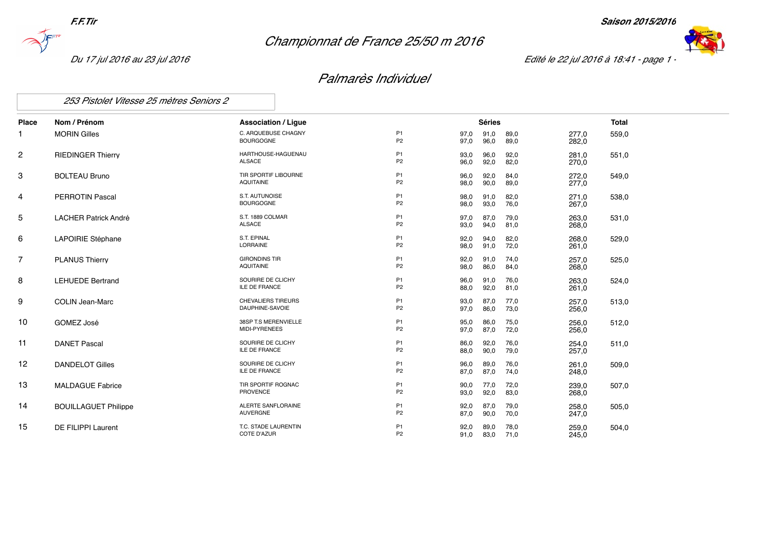F.F.Tir

Saison 2015/2016

# Championnat de France 25/50 m 2016

*Du 17 jul 2016 au 23 jul 2016*

*Edité le 22 jul 2016 à 18:41 - page 1 -*

## Palmarès Individuel

### 253 Pistolet Vitesse 25 mètres Seniors 2

| Place | Nom / Prénom | Association / Ligue | | Séries | | | | Total |
|---|---|---|---|---|---|---|---|---|
| 1 | MORIN Gilles | C. ARQUEBUSE CHAGNY<br>BOURGOGNE | P1<br>P2 | 97,0<br>97,0 | 91,0<br>96,0 | 89,0<br>89,0 | 277,0<br>282,0 | 559,0 |
| 2 | RIEDINGER Thierry | HARTHOUSE-HAGUENAU<br>ALSACE | P1<br>P2 | 93,0<br>96,0 | 96,0<br>92,0 | 92,0<br>82,0 | 281,0<br>270,0 | 551,0 |
| 3 | BOLTEAU Bruno | TIR SPORTIF LIBOURNE<br>AQUITAINE | P1<br>P2 | 96,0<br>98,0 | 92,0<br>90,0 | 84,0<br>89,0 | 272,0<br>277,0 | 549,0 |
| 4 | PERROTIN Pascal | S.T. AUTUNOISE<br>BOURGOGNE | P1<br>P2 | 98,0<br>98,0 | 91,0<br>93,0 | 82,0<br>76,0 | 271,0<br>267,0 | 538,0 |
| 5 | LACHER Patrick André | S.T. 1889 COLMAR<br>ALSACE | P1<br>P2 | 97,0<br>93,0 | 87,0<br>94,0 | 79,0<br>81,0 | 263,0<br>268,0 | 531,0 |
| 6 | LAPOIRIE Stéphane | S.T. EPINAL<br>LORRAINE | P1<br>P2 | 92,0<br>98,0 | 94,0<br>91,0 | 82,0<br>72,0 | 268,0<br>261,0 | 529,0 |
| 7 | PLANUS Thierry | GIRONDINS TIR<br>AQUITAINE | P1<br>P2 | 92,0<br>98,0 | 91,0<br>86,0 | 74,0<br>84,0 | 257,0<br>268,0 | 525,0 |
| 8 | LEHUEDE Bertrand | SOURIRE DE CLICHY<br>ILE DE FRANCE | P1<br>P2 | 96,0<br>88,0 | 91,0<br>92,0 | 76,0<br>81,0 | 263,0<br>261,0 | 524,0 |
| 9 | COLIN Jean-Marc | CHEVALIERS TIREURS<br>DAUPHINE-SAVOIE | P1<br>P2 | 93,0<br>97,0 | 87,0<br>86,0 | 77,0<br>73,0 | 257,0<br>256,0 | 513,0 |
| 10 | GOMEZ José | 38SP T.S MERENVIELLE<br>MIDI-PYRENEES | P1<br>P2 | 95,0<br>97,0 | 86,0<br>87,0 | 75,0<br>72,0 | 256,0<br>256,0 | 512,0 |
| 11 | DANET Pascal | SOURIRE DE CLICHY<br>ILE DE FRANCE | P1<br>P2 | 86,0<br>88,0 | 92,0<br>90,0 | 76,0<br>79,0 | 254,0<br>257,0 | 511,0 |
| 12 | DANDELOT Gilles | SOURIRE DE CLICHY<br>ILE DE FRANCE | P1<br>P2 | 96,0<br>87,0 | 89,0<br>87,0 | 76,0<br>74,0 | 261,0<br>248,0 | 509,0 |
| 13 | MALDAGUE Fabrice | TIR SPORTIF ROGNAC<br>PROVENCE | P1<br>P2 | 90,0<br>93,0 | 77,0<br>92,0 | 72,0<br>83,0 | 239,0<br>268,0 | 507,0 |
| 14 | BOUILLAGUET Philippe | ALERTE SANFLORAINE<br>AUVERGNE | P1<br>P2 | 92,0<br>87,0 | 87,0<br>90,0 | 79,0<br>70,0 | 258,0<br>247,0 | 505,0 |
| 15 | DE FILIPPI Laurent | T.C. STADE LAURENTIN<br>COTE D'AZUR | P1<br>P2 | 92,0<br>91,0 | 89,0<br>83,0 | 78,0<br>71,0 | 259,0<br>245,0 | 504,0 |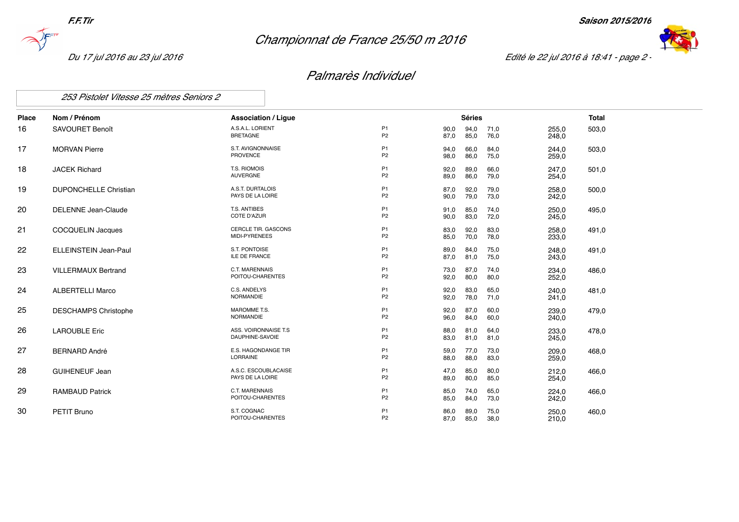## Championnat de France 25/50 m 2016

*Du 17 jul 2016 au 23 jul 2016*

## Palmarès Individuel

### 253 Pistolet Vitesse 25 mètres Seniors 2

| Place | Nom / Prénom | Association / Ligue | | Séries | | | | Total |
|---|---|---|---|---|---|---|---|---|
| 16 | SAVOURET Benoît | A.S.A.L. LORIENT<br>BRETAGNE | P1<br>P2 | 90,0<br>87,0 | 94,0<br>85,0 | 71,0<br>76,0 | 255,0<br>248,0 | 503,0 |
| 17 | MORVAN Pierre | S.T. AVIGNONNAISE<br>PROVENCE | P1<br>P2 | 94,0<br>98,0 | 66,0<br>86,0 | 84,0<br>75,0 | 244,0<br>259,0 | 503,0 |
| 18 | JACEK Richard | T.S. RIOMOIS<br>AUVERGNE | P1<br>P2 | 92,0<br>89,0 | 89,0<br>86,0 | 66,0<br>79,0 | 247,0<br>254,0 | 501,0 |
| 19 | DUPONCHELLE Christian | A.S.T. DURTALOIS<br>PAYS DE LA LOIRE | P1<br>P2 | 87,0<br>90,0 | 92,0<br>79,0 | 79,0<br>73,0 | 258,0<br>242,0 | 500,0 |
| 20 | DELENNE Jean-Claude | T.S. ANTIBES<br>COTE D'AZUR | P1<br>P2 | 91,0<br>90,0 | 85,0<br>83,0 | 74,0<br>72,0 | 250,0<br>245,0 | 495,0 |
| 21 | COCQUELIN Jacques | CERCLE TIR. GASCONS<br>MIDI-PYRENEES | P1<br>P2 | 83,0<br>85,0 | 92,0<br>70,0 | 83,0<br>78,0 | 258,0<br>233,0 | 491,0 |
| 22 | ELLEINSTEIN Jean-Paul | S.T. PONTOISE<br>ILE DE FRANCE | P1<br>P2 | 89,0<br>87,0 | 84,0<br>81,0 | 75,0<br>75,0 | 248,0<br>243,0 | 491,0 |
| 23 | VILLERMAUX Bertrand | C.T. MARENNAIS<br>POITOU-CHARENTES | P1<br>P2 | 73,0<br>92,0 | 87,0<br>80,0 | 74,0<br>80,0 | 234,0<br>252,0 | 486,0 |
| 24 | ALBERTELLI Marco | C.S. ANDELYS<br>NORMANDIE | P1<br>P2 | 92,0<br>92,0 | 83,0<br>78,0 | 65,0<br>71,0 | 240,0<br>241,0 | 481,0 |
| 25 | DESCHAMPS Christophe | MAROMME T.S.<br>NORMANDIE | P1<br>P2 | 92,0<br>96,0 | 87,0<br>84,0 | 60,0<br>60,0 | 239,0<br>240,0 | 479,0 |
| 26 | LAROUBLE Eric | ASS. VOIRONNAISE T.S<br>DAUPHINE-SAVOIE | P1<br>P2 | 88,0<br>83,0 | 81,0<br>81,0 | 64,0<br>81,0 | 233,0<br>245,0 | 478,0 |
| 27 | BERNARD André | E.S. HAGONDANGE TIR<br>LORRAINE | P1<br>P2 | 59,0<br>88,0 | 77,0<br>88,0 | 73,0<br>83,0 | 209,0<br>259,0 | 468,0 |
| 28 | GUIHENEUF Jean | A.S.C. ESCOUBLACAISE<br>PAYS DE LA LOIRE | P1<br>P2 | 47,0<br>89,0 | 85,0<br>80,0 | 80,0<br>85,0 | 212,0<br>254,0 | 466,0 |
| 29 | RAMBAUD Patrick | C.T. MARENNAIS<br>POITOU-CHARENTES | P1<br>P2 | 85,0<br>85,0 | 74,0<br>84,0 | 65,0<br>73,0 | 224,0<br>242,0 | 466,0 |
| 30 | PETIT Bruno | S.T. COGNAC<br>POITOU-CHARENTES | P1<br>P2 | 86,0<br>87,0 | 89,0<br>85,0 | 75,0<br>38,0 | 250,0<br>210,0 | 460,0 |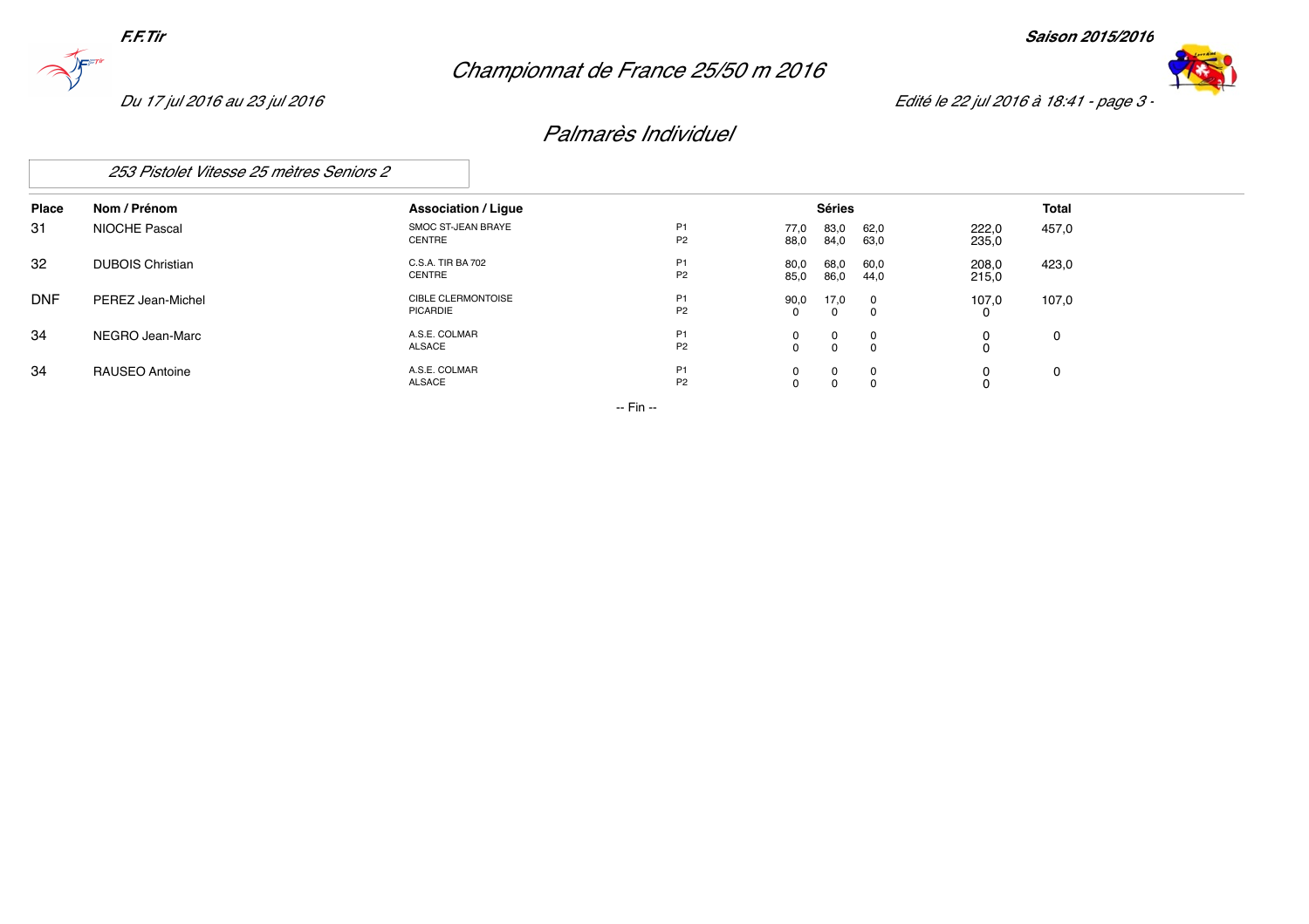# Championnat de France 25/50 m 2016

*Du 17 jul 2016 au 23 jul 2016*

## Palmarès Individuel

### 253 Pistolet Vitesse 25 mètres Seniors 2

| Place | Nom / Prénom | Association / Ligue | | Séries | | | | Total |
|---|---|---|---|---|---|---|---|---|
| 31 | NIOCHE Pascal | SMOC ST-JEAN BRAYE<br>CENTRE | P1<br>P2 | 77,0<br>88,0 | 83,0<br>84,0 | 62,0<br>63,0 | 222,0<br>235,0 | 457,0 |
| 32 | DUBOIS Christian | C.S.A. TIR BA 702<br>CENTRE | P1<br>P2 | 80,0<br>85,0 | 68,0<br>86,0 | 60,0<br>44,0 | 208,0<br>215,0 | 423,0 |
| DNF | PEREZ Jean-Michel | CIBLE CLERMONTOISE<br>PICARDIE | P1<br>P2 | 90,0<br>0 | 17,0<br>0 | 0<br>0 | 107,0<br>0 | 107,0 |
| 34 | NEGRO Jean-Marc | A.S.E. COLMAR<br>ALSACE | P1<br>P2 | 0<br>0 | 0<br>0 | 0<br>0 | 0<br>0 | 0 |
| 34 | RAUSEO Antoine | A.S.E. COLMAR<br>ALSACE | P1<br>P2 | 0<br>0 | 0<br>0 | 0<br>0 | 0<br>0 | 0 |

-- Fin --